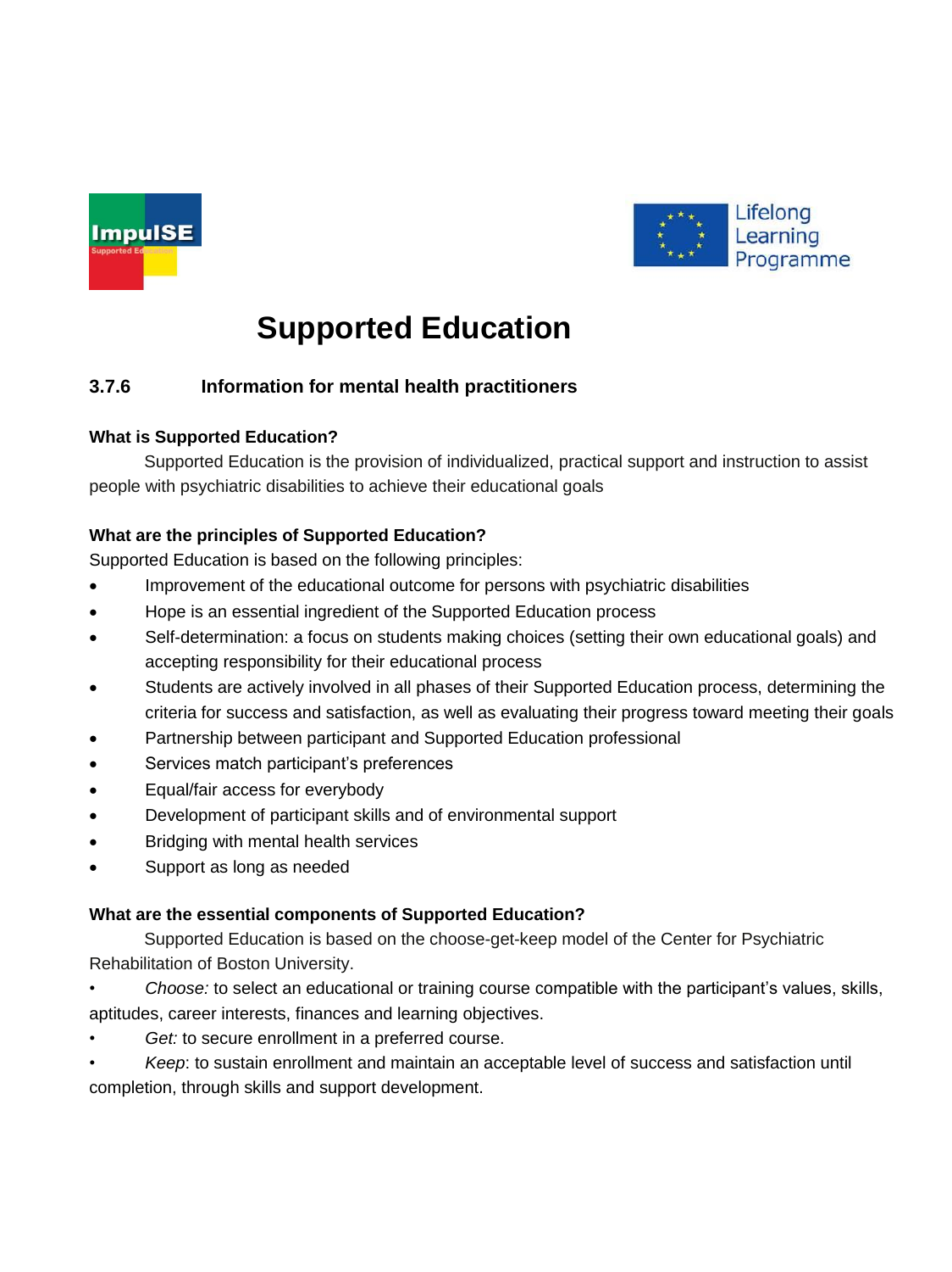# Supported Education

## 3.7.6 Information for mental health practitioners

**What is Supported Education?**

Supported Education is the provision of individualized, practical support and instruction to assist people with psychiatric disabilities to achieve their educational goals

**What are the principles of Supported Education?**

Supported Education is based on the following principles:

- Improvement of the educational outcome for persons with psychiatric disabilities
- Hope is an essential ingredient of the Supported Education process
- Self-determination: a focus on students making choices (setting their own educational goals) and accepting responsibility for their educational process
- Students are actively involved in all phases of their Supported Education process, determining the criteria for success and satisfaction, as well as evaluating their progress toward meeting their goals
- Partnership between participant and Supported Education professional
- Services match participant's preferences
- Equal/fair access for everybody
- Development of participant skills and of environmental support
- Bridging with mental health services
- Support as long as needed

**What are the essential components of Supported Education?**

Supported Education is based on the choose-get-keep model of the Center for Psychiatric Rehabilitation of Boston University.

- *Choose:* to select an educational or training course compatible with the participant's values, skills, aptitudes, career interests, finances and learning objectives.
- *Get:* to secure enrollment in a preferred course.
- *Keep*: to sustain enrollment and maintain an acceptable level of success and satisfaction until completion, through skills and support development.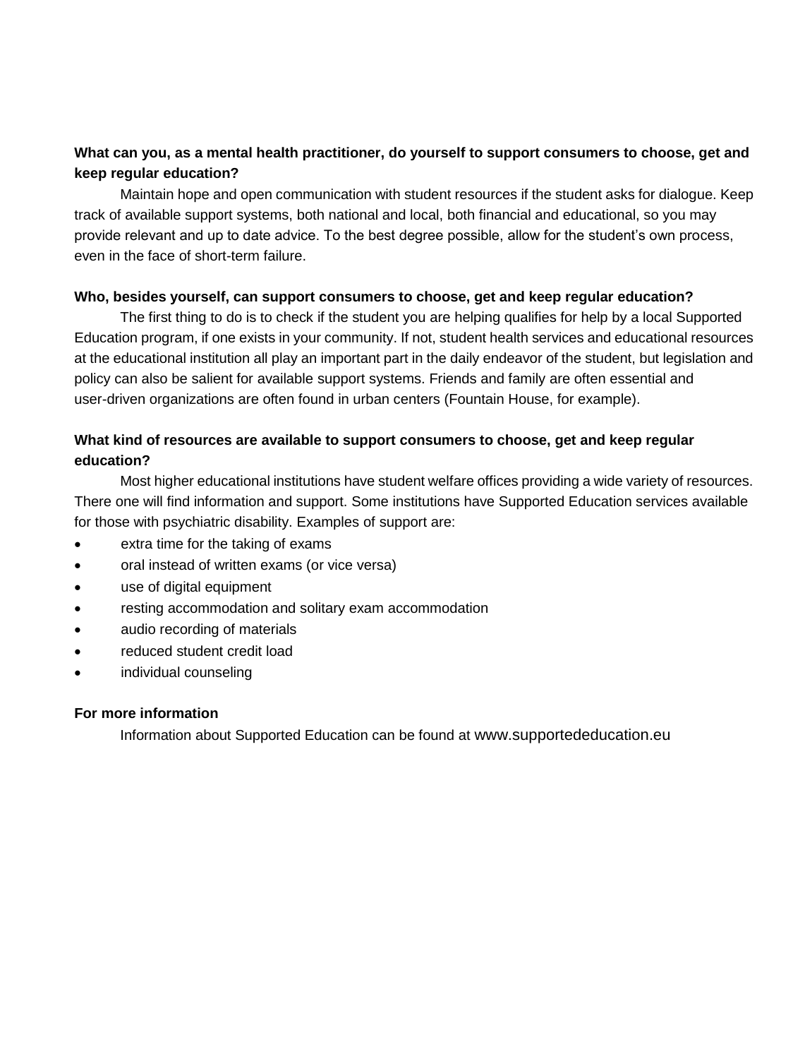**What can you, as a mental health practitioner, do yourself to support consumers to choose, get and keep regular education?**

Maintain hope and open communication with student resources if the student asks for dialogue. Keep track of available support systems, both national and local, both financial and educational, so you may provide relevant and up to date advice. To the best degree possible, allow for the student's own process, even in the face of short-term failure.

**Who, besides yourself, can support consumers to choose, get and keep regular education?**

The first thing to do is to check if the student you are helping qualifies for help by a local Supported Education program, if one exists in your community. If not, student health services and educational resources at the educational institution all play an important part in the daily endeavor of the student, but legislation and policy can also be salient for available support systems. Friends and family are often essential and user-driven organizations are often found in urban centers (Fountain House, for example).

**What kind of resources are available to support consumers to choose, get and keep regular education?**

Most higher educational institutions have student welfare offices providing a wide variety of resources. There one will find information and support. Some institutions have Supported Education services available for those with psychiatric disability. Examples of support are:

- extra time for the taking of exams
- oral instead of written exams (or vice versa)
- use of digital equipment
- resting accommodation and solitary exam accommodation
- audio recording of materials
- reduced student credit load
- individual counseling

**For more information**

Information about Supported Education can be found at www.supportededucation.eu